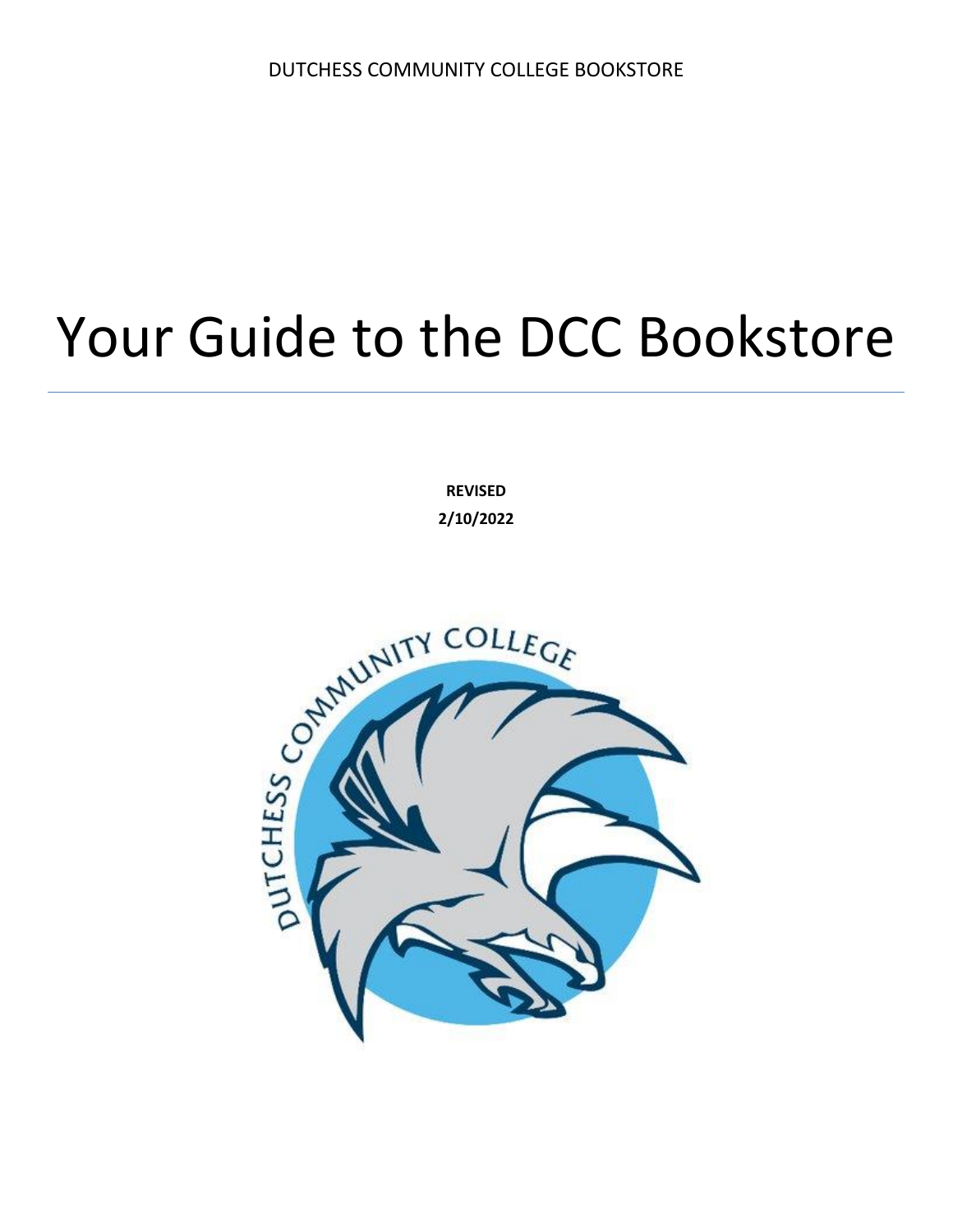DUTCHESS COMMUNITY COLLEGE BOOKSTORE

# Your Guide to the DCC Bookstore

**REVISED**

**2/10/2022**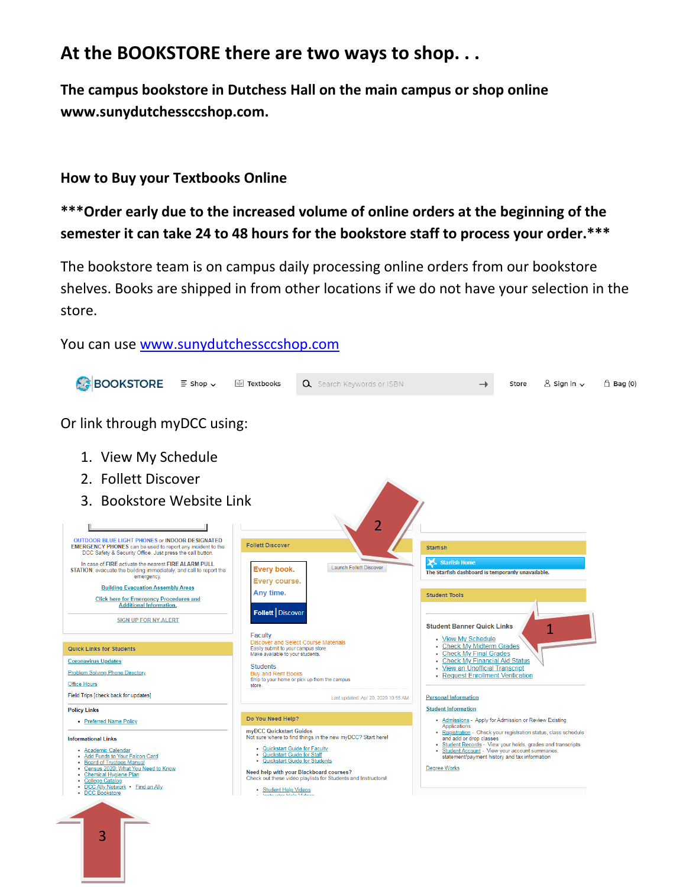# At the BOOKSTORE there are two ways to shop. . .

**The campus bookstore in Dutchess Hall on the main campus or shop online www.sunydutchessccshop.com.**

## How to Buy your Textbooks Online

**\*\*\*Order early due to the increased volume of online orders at the beginning of the semester it can take 24 to 48 hours for the bookstore staff to process your order.\*\*\***

The bookstore team is on campus daily processing online orders from our bookstore shelves. Books are shipped in from other locations if we do not have your selection in the store.

You can use www.sunydutchessccshop.com

Or link through myDCC using:

1. View My Schedule
2. Follett Discover
3. Bookstore Website Link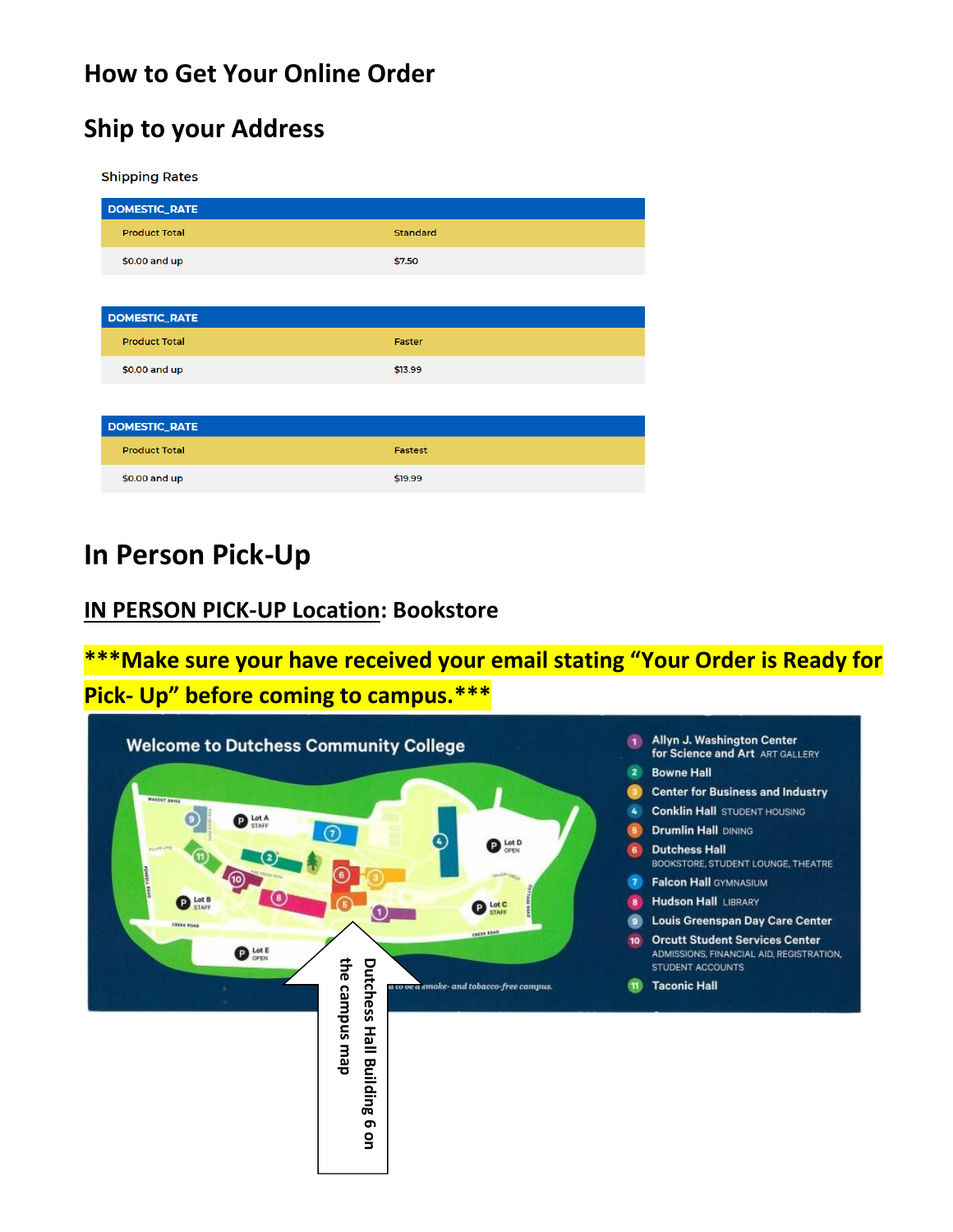# How to Get Your Online Order

## Ship to your Address

Shipping Rates

| DOMESTIC_RATE | |
|---|---|
| Product Total | Standard |
| $0.00 and up | $7.50 |

| DOMESTIC_RATE | |
|---|---|
| Product Total | Faster |
| $0.00 and up | $13.99 |

| DOMESTIC_RATE | |
|---|---|
| Product Total | Fastest |
| $0.00 and up | $19.99 |

# In Person Pick-Up

## IN PERSON PICK-UP Location: Bookstore

**\*\*\*Make sure your have received your email stating "Your Order is Ready for Pick- Up" before coming to campus.\*\*\***

Welcome to Dutchess Community College

1. Allyn J. Washington Center for Science and Art ART GALLERY
2. Bowne Hall
3. Center for Business and Industry
4. Conklin Hall STUDENT HOUSING
5. Drumlin Hall DINING
6. Dutchess Hall BOOKSTORE, STUDENT LOUNGE, THEATRE
7. Falcon Hall GYMNASIUM
8. Hudson Hall LIBRARY
9. Louis Greenspan Day Care Center
10. Orcutt Student Services Center ADMISSIONS, FINANCIAL AID, REGISTRATION, STUDENT ACCOUNTS
11. Taconic Hall

Dutchess Hall Building 6 on the campus map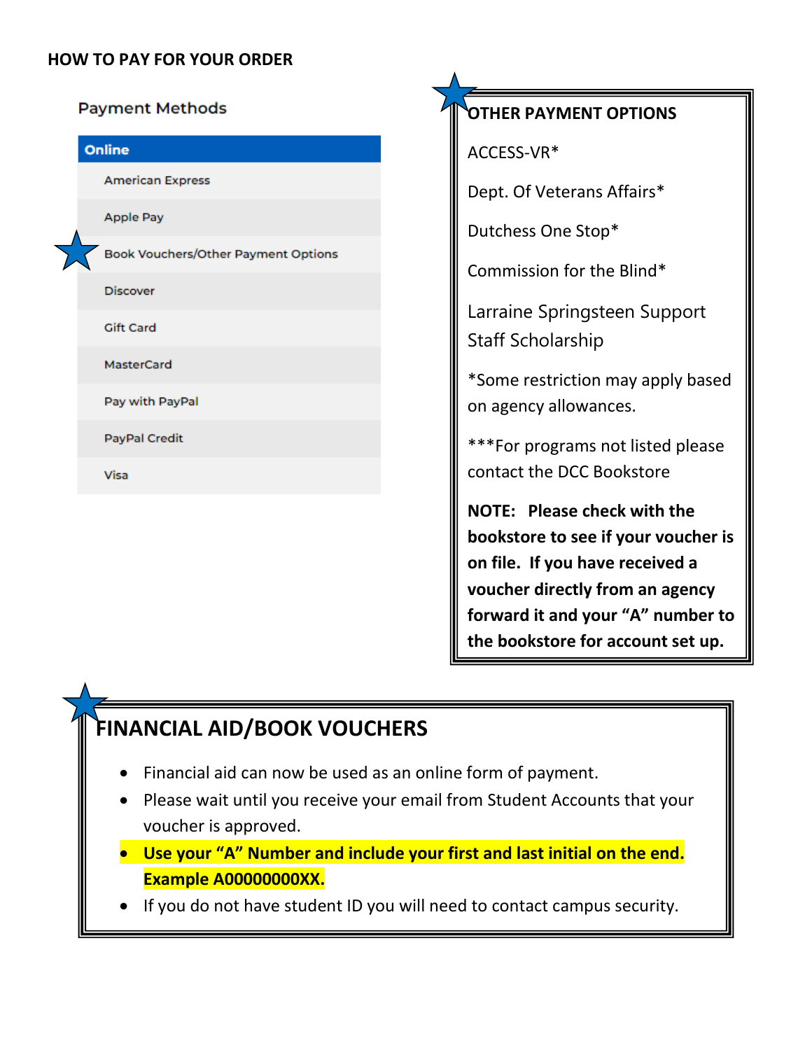## HOW TO PAY FOR YOUR ORDER

### Payment Methods

| Online |
| --- |
| American Express |
| Apple Pay |
| Book Vouchers/Other Payment Options |
| Discover |
| Gift Card |
| MasterCard |
| Pay with PayPal |
| PayPal Credit |
| Visa |

**OTHER PAYMENT OPTIONS**

ACCESS-VR*

Dept. Of Veterans Affairs*

Dutchess One Stop*

Commission for the Blind*

Larraine Springsteen Support Staff Scholarship

*Some restriction may apply based on agency allowances.

***For programs not listed please contact the DCC Bookstore

**NOTE: Please check with the bookstore to see if your voucher is on file. If you have received a voucher directly from an agency forward it and your "A" number to the bookstore for account set up.**

## FINANCIAL AID/BOOK VOUCHERS

- Financial aid can now be used as an online form of payment.
- Please wait until you receive your email from Student Accounts that your voucher is approved.
- **Use your "A" Number and include your first and last initial on the end. Example A00000000XX.**
- If you do not have student ID you will need to contact campus security.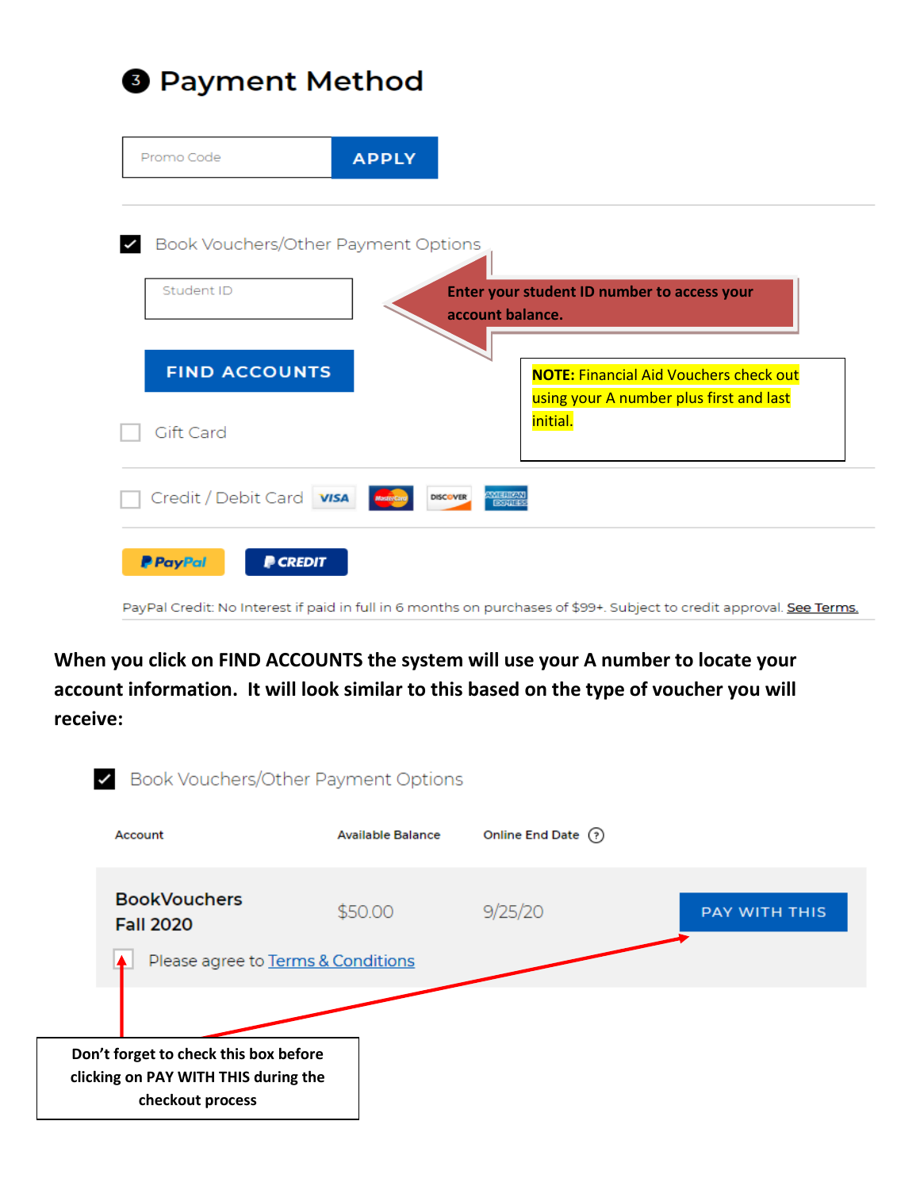# ❸ Payment Method

Promo Code **APPLY**

☑ Book Vouchers/Other Payment Options

Student ID

**FIND ACCOUNTS**

**Enter your student ID number to access your account balance.**

**NOTE:** Financial Aid Vouchers check out using your A number plus first and last initial.

☐ Gift Card

☐ Credit / Debit Card VISA MasterCard DISCOVER AMERICAN EXPRESS

PayPal | PayPal CREDIT

PayPal Credit: No Interest if paid in full in 6 months on purchases of $99+. Subject to credit approval. See Terms.

**When you click on FIND ACCOUNTS the system will use your A number to locate your account information. It will look similar to this based on the type of voucher you will receive:**

☑ Book Vouchers/Other Payment Options

| Account | Available Balance | Online End Date ? | |
|---|---|---|---|
| BookVouchers Fall 2020 | $50.00 | 9/25/20 | PAY WITH THIS |

☐ Please agree to Terms & Conditions

**Don't forget to check this box before clicking on PAY WITH THIS during the checkout process**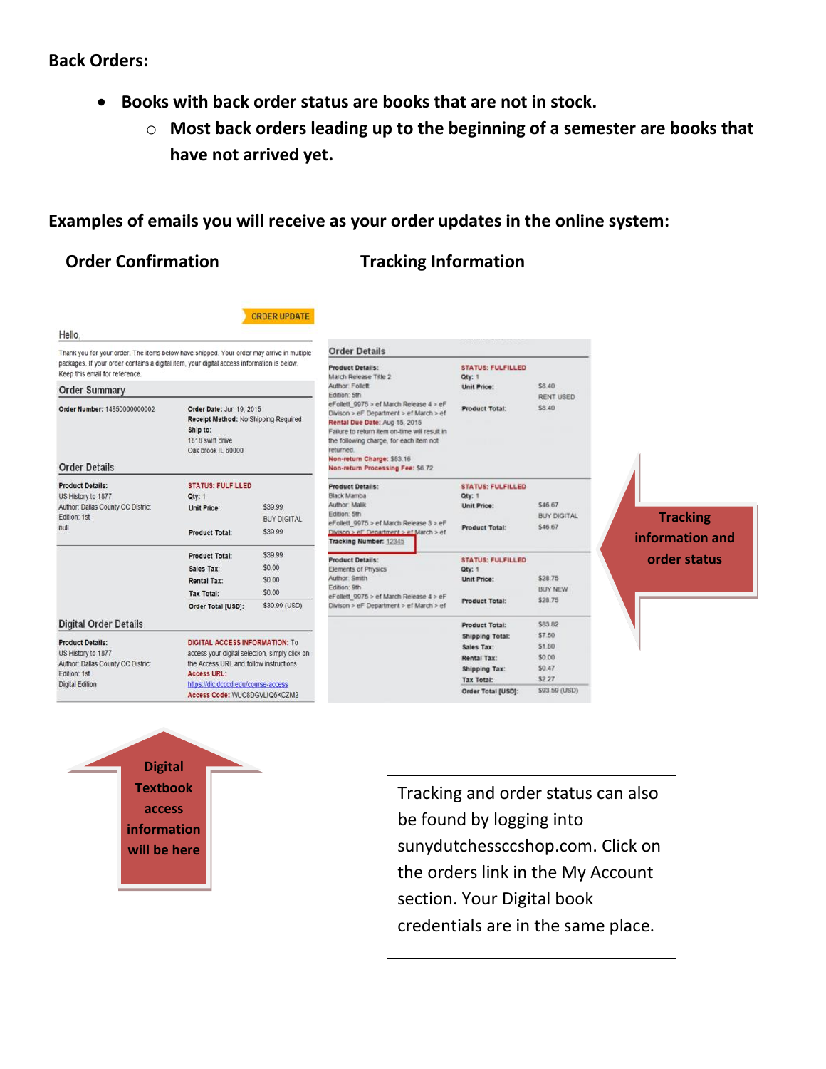**Back Orders:**

- **Books with back order status are books that are not in stock.**
  - **Most back orders leading up to the beginning of a semester are books that have not arrived yet.**

**Examples of emails you will receive as your order updates in the online system:**

**Order Confirmation**

ORDER UPDATE

Hello,

Thank you for your order. The items below have shipped. Your order may arrive in multiple packages. If your order contains a digital item, your digital access information is below. Keep this email for reference.

Order Summary

Order Number: 14850000000002

Order Date: Jun 19, 2015
Receipt Method: No Shipping Required
Ship to:
1818 swift drive
Oak brook IL 60000

Order Details

Product Details:
US History to 1877
Author: Dallas County CC District
Edition: 1st
null

STATUS: FULFILLED
Qty: 1
Unit Price: $39.99 BUY DIGITAL
Product Total: $39.99

| | |
|---|---|
| Product Total: | $39.99 |
| Sales Tax: | $0.00 |
| Rental Tax: | $0.00 |
| Tax Total: | $0.00 |
| Order Total [USD]: | $39.99 (USD) |

Digital Order Details

Product Details:
US History to 1877
Author: Dallas County CC District
Edition: 1st
Digital Edition

DIGITAL ACCESS INFORMATION: To access your digital selection, simply click on the Access URL and follow instructions
Access URL: https://dlc.dcccd.edu/course-access
Access Code: WUC8DGVLIQ6KCZM2

Digital Textbook access information will be here

**Tracking Information**

Order Details

Product Details:
March Release Title 2
Author: Follett
Edition: 5th
eFollett_9975 > ef March Release 4 > eF Divison > eF Department > ef March > ef
Rental Due Date: Aug 15, 2015
Failure to return item on-time will result in the following charge, for each item not returned.
Non-return Charge: $83.16
Non-return Processing Fee: $6.72

STATUS: FULFILLED
Qty: 1
Unit Price: $8.40 RENT USED
Product Total: $8.40

Product Details:
Black Mamba
Author: Malik
Edition: 5th
eFollett_9975 > ef March Release 3 > eF Divison > eF Department > ef March > ef
Tracking Number: 12345

STATUS: FULFILLED
Qty: 1
Unit Price: $46.67 BUY DIGITAL
Product Total: $46.67

Product Details:
Elements of Physics
Author: Smith
Edition: 9th
eFollett_9975 > ef March Release 4 > eF Divison > eF Department > ef March > ef

STATUS: FULFILLED
Qty: 1
Unit Price: $28.75 BUY NEW
Product Total: $28.75

| | |
|---|---|
| Product Total: | $83.82 |
| Shipping Total: | $7.50 |
| Sales Tax: | $1.80 |
| Rental Tax: | $0.00 |
| Shipping Tax: | $0.47 |
| Tax Total: | $2.27 |
| Order Total [USD]: | $93.59 (USD) |

Tracking information and order status

Tracking and order status can also be found by logging into sunydutchessccshop.com. Click on the orders link in the My Account section. Your Digital book credentials are in the same place.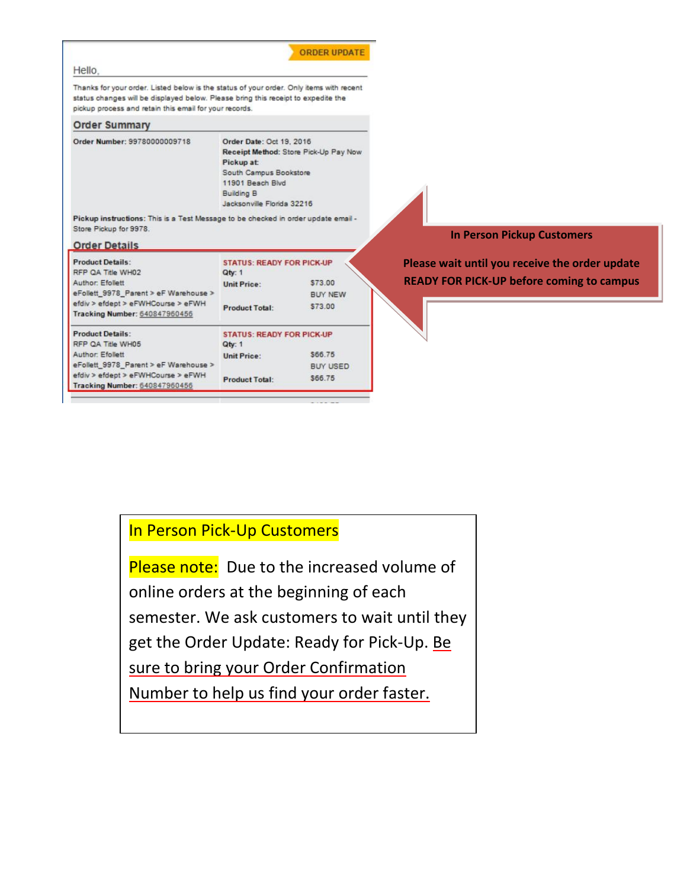ORDER UPDATE

Hello,

Thanks for your order. Listed below is the status of your order. Only items with recent status changes will be displayed below. Please bring this receipt to expedite the pickup process and retain this email for your records.

## Order Summary

**Order Number:** 99780000009718

**Order Date:** Oct 19, 2016
**Receipt Method:** Store Pick-Up Pay Now
**Pickup at:**
South Campus Bookstore
11901 Beach Blvd
Building B
Jacksonville Florida 32216

**Pickup instructions:** This is a Test Message to be checked in order update email - Store Pickup for 9978.

## Order Details

| Product Details | Status | | |
|---|---|---|---|
| **Product Details:** RFP QA Title WH02, Author: Efollett, eFollett_9978_Parent > eF Warehouse > efdiv > efdept > eFWHCourse > eFWH, **Tracking Number:** 640847960456 | STATUS: READY FOR PICK-UP | | |
| | **Qty:** 1 | | |
| | **Unit Price:** | $73.00 BUY NEW | |
| | **Product Total:** | $73.00 | |
| **Product Details:** RFP QA Title WH05, Author: Efollett, eFollett_9978_Parent > eF Warehouse > efdiv > efdept > eFWHCourse > eFWH, **Tracking Number:** 640847960456 | STATUS: READY FOR PICK-UP | | |
| | **Qty:** 1 | | |
| | **Unit Price:** | $66.75 BUY USED | |
| | **Product Total:** | $66.75 | |

**In Person Pickup Customers**

**Please wait until you receive the order update READY FOR PICK-UP before coming to campus**

In Person Pick-Up Customers

Please note: Due to the increased volume of online orders at the beginning of each semester. We ask customers to wait until they get the Order Update: Ready for Pick-Up. Be sure to bring your Order Confirmation Number to help us find your order faster.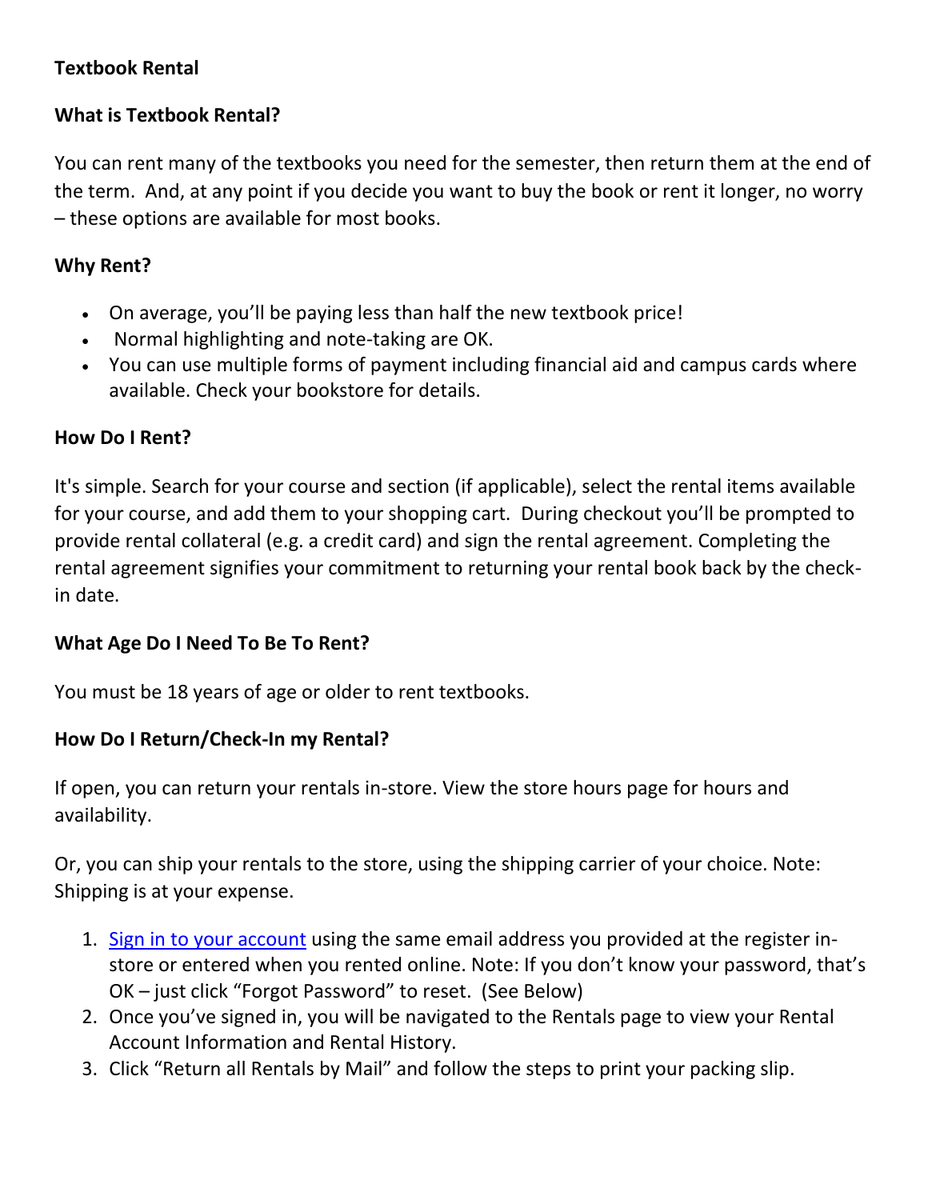**Textbook Rental**

**What is Textbook Rental?**

You can rent many of the textbooks you need for the semester, then return them at the end of the term. And, at any point if you decide you want to buy the book or rent it longer, no worry – these options are available for most books.

**Why Rent?**

- On average, you'll be paying less than half the new textbook price!
- Normal highlighting and note-taking are OK.
- You can use multiple forms of payment including financial aid and campus cards where available. Check your bookstore for details.

**How Do I Rent?**

It's simple. Search for your course and section (if applicable), select the rental items available for your course, and add them to your shopping cart. During checkout you'll be prompted to provide rental collateral (e.g. a credit card) and sign the rental agreement. Completing the rental agreement signifies your commitment to returning your rental book back by the check-in date.

**What Age Do I Need To Be To Rent?**

You must be 18 years of age or older to rent textbooks.

**How Do I Return/Check-In my Rental?**

If open, you can return your rentals in-store. View the store hours page for hours and availability.

Or, you can ship your rentals to the store, using the shipping carrier of your choice. Note: Shipping is at your expense.

1. Sign in to your account using the same email address you provided at the register in-store or entered when you rented online. Note: If you don't know your password, that's OK – just click "Forgot Password" to reset. (See Below)
2. Once you've signed in, you will be navigated to the Rentals page to view your Rental Account Information and Rental History.
3. Click "Return all Rentals by Mail" and follow the steps to print your packing slip.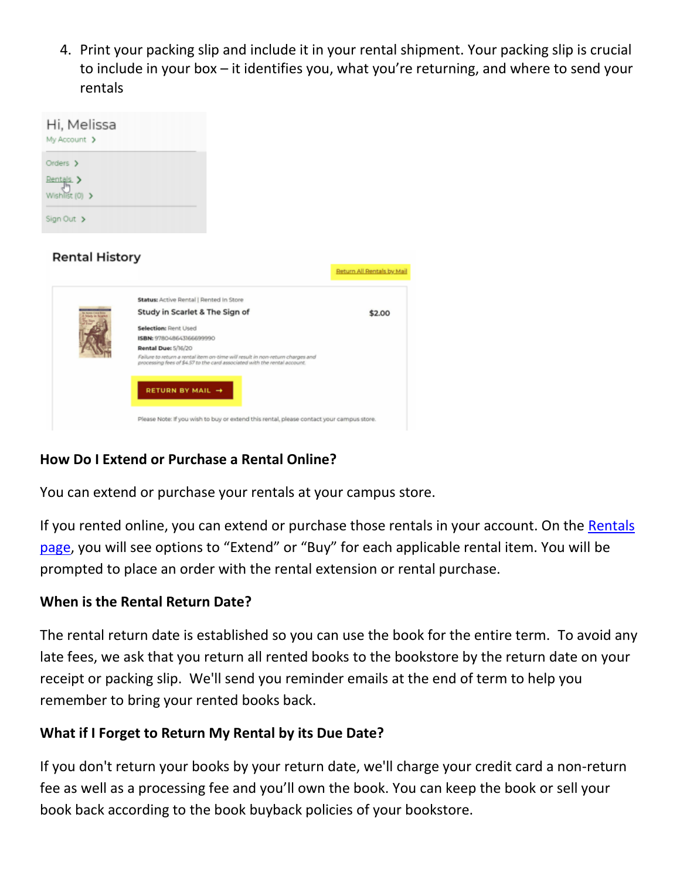4. Print your packing slip and include it in your rental shipment. Your packing slip is crucial to include in your box – it identifies you, what you're returning, and where to send your rentals

### How Do I Extend or Purchase a Rental Online?

You can extend or purchase your rentals at your campus store.

If you rented online, you can extend or purchase those rentals in your account. On the [Rentals page](), you will see options to "Extend" or "Buy" for each applicable rental item. You will be prompted to place an order with the rental extension or rental purchase.

### When is the Rental Return Date?

The rental return date is established so you can use the book for the entire term. To avoid any late fees, we ask that you return all rented books to the bookstore by the return date on your receipt or packing slip. We'll send you reminder emails at the end of term to help you remember to bring your rented books back.

### What if I Forget to Return My Rental by its Due Date?

If you don't return your books by your return date, we'll charge your credit card a non-return fee as well as a processing fee and you'll own the book. You can keep the book or sell your book back according to the book buyback policies of your bookstore.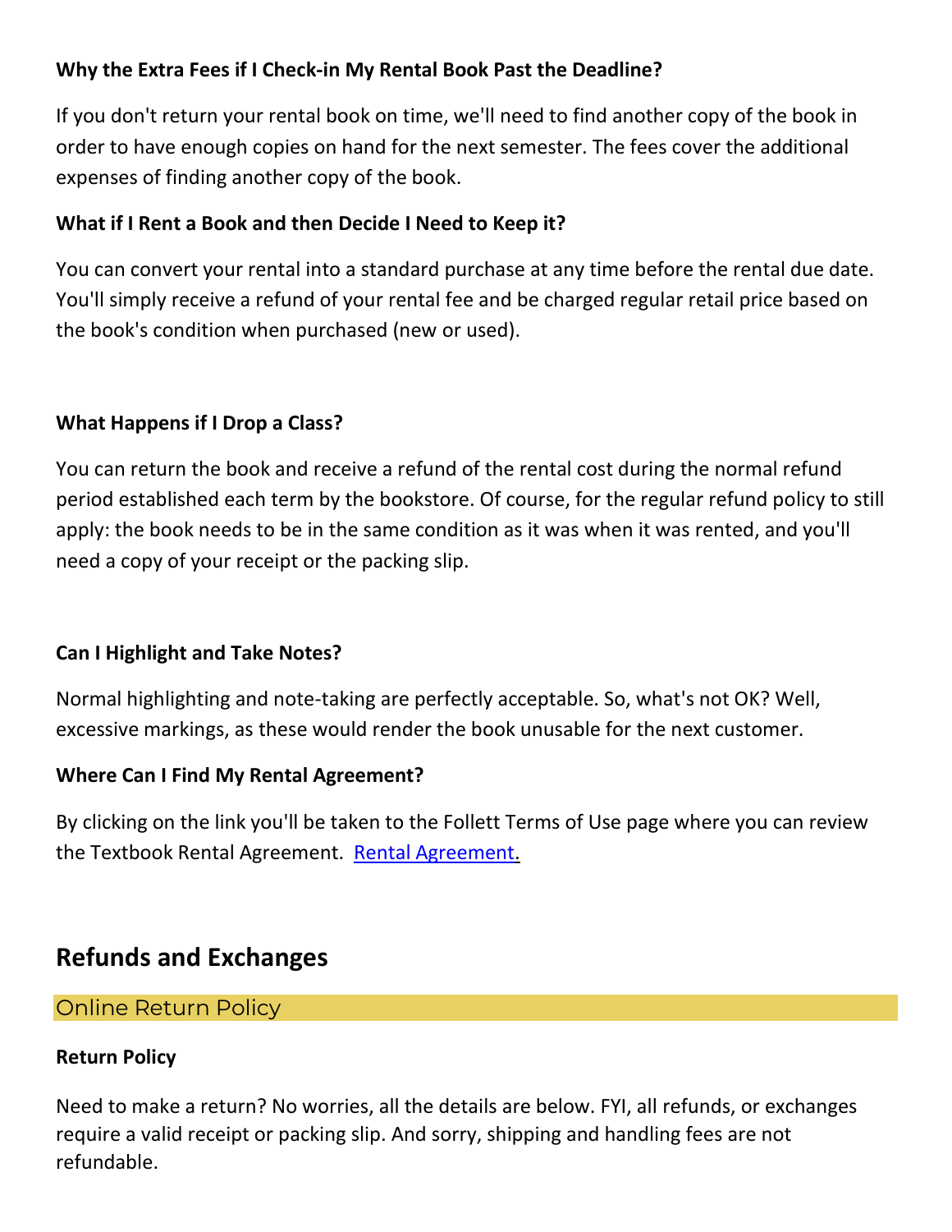**Why the Extra Fees if I Check-in My Rental Book Past the Deadline?**

If you don't return your rental book on time, we'll need to find another copy of the book in order to have enough copies on hand for the next semester. The fees cover the additional expenses of finding another copy of the book.

**What if I Rent a Book and then Decide I Need to Keep it?**

You can convert your rental into a standard purchase at any time before the rental due date. You'll simply receive a refund of your rental fee and be charged regular retail price based on the book's condition when purchased (new or used).

**What Happens if I Drop a Class?**

You can return the book and receive a refund of the rental cost during the normal refund period established each term by the bookstore. Of course, for the regular refund policy to still apply: the book needs to be in the same condition as it was when it was rented, and you'll need a copy of your receipt or the packing slip.

**Can I Highlight and Take Notes?**

Normal highlighting and note-taking are perfectly acceptable. So, what's not OK? Well, excessive markings, as these would render the book unusable for the next customer.

**Where Can I Find My Rental Agreement?**

By clicking on the link you'll be taken to the Follett Terms of Use page where you can review the Textbook Rental Agreement. [Rental Agreement.]

## Refunds and Exchanges

### Online Return Policy

**Return Policy**

Need to make a return? No worries, all the details are below. FYI, all refunds, or exchanges require a valid receipt or packing slip. And sorry, shipping and handling fees are not refundable.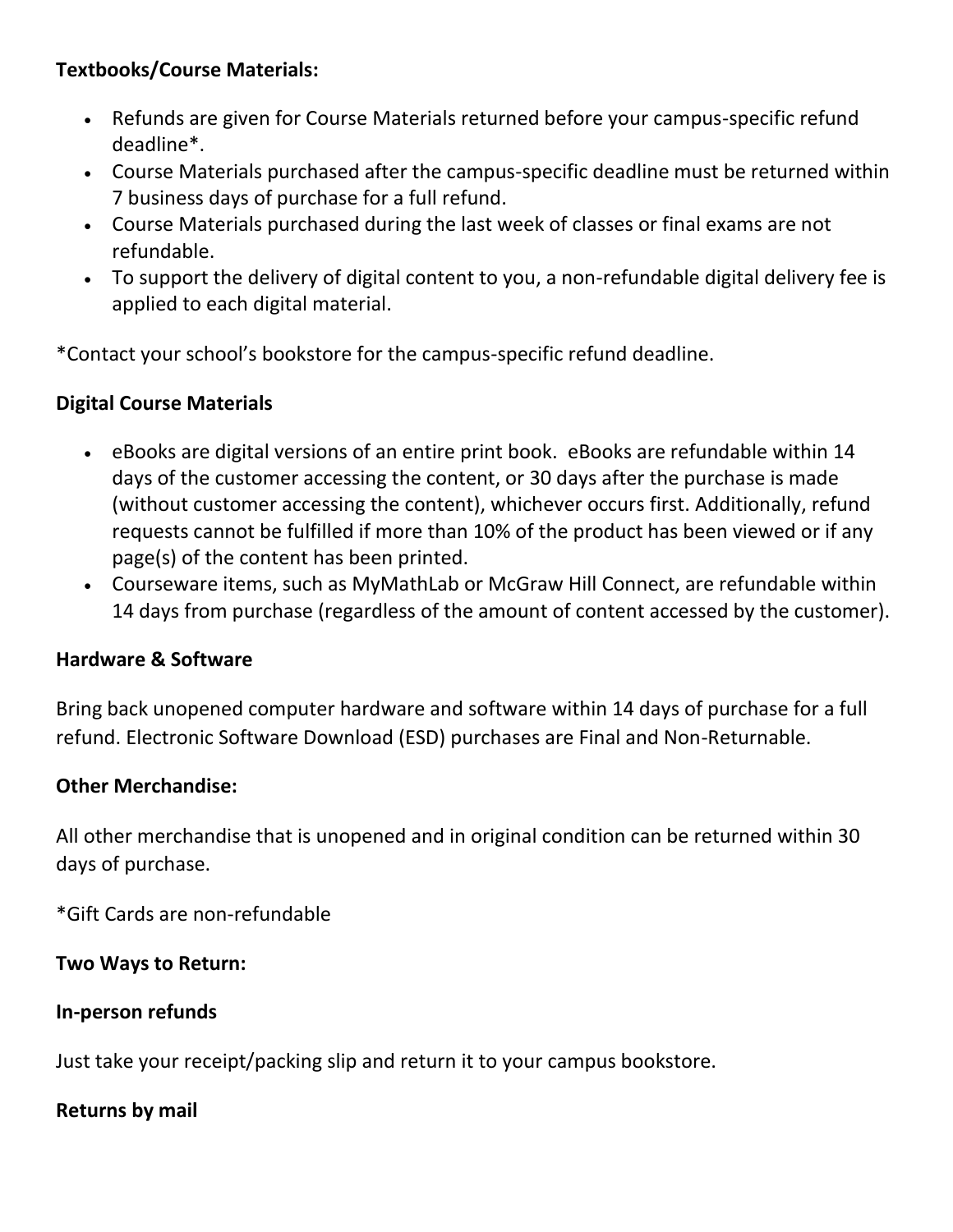**Textbooks/Course Materials:**

- Refunds are given for Course Materials returned before your campus-specific refund deadline*.
- Course Materials purchased after the campus-specific deadline must be returned within 7 business days of purchase for a full refund.
- Course Materials purchased during the last week of classes or final exams are not refundable.
- To support the delivery of digital content to you, a non-refundable digital delivery fee is applied to each digital material.

*Contact your school's bookstore for the campus-specific refund deadline.

**Digital Course Materials**

- eBooks are digital versions of an entire print book. eBooks are refundable within 14 days of the customer accessing the content, or 30 days after the purchase is made (without customer accessing the content), whichever occurs first. Additionally, refund requests cannot be fulfilled if more than 10% of the product has been viewed or if any page(s) of the content has been printed.
- Courseware items, such as MyMathLab or McGraw Hill Connect, are refundable within 14 days from purchase (regardless of the amount of content accessed by the customer).

**Hardware & Software**

Bring back unopened computer hardware and software within 14 days of purchase for a full refund. Electronic Software Download (ESD) purchases are Final and Non-Returnable.

**Other Merchandise:**

All other merchandise that is unopened and in original condition can be returned within 30 days of purchase.

*Gift Cards are non-refundable

**Two Ways to Return:**

**In-person refunds**

Just take your receipt/packing slip and return it to your campus bookstore.

**Returns by mail**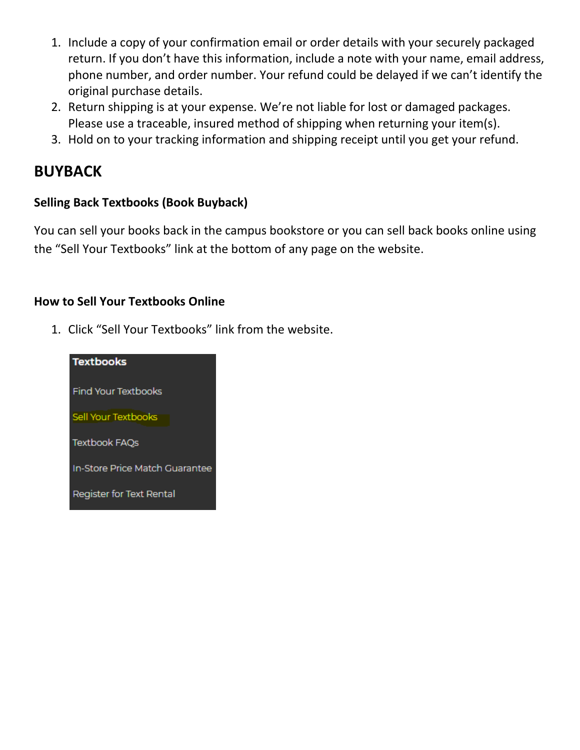1. Include a copy of your confirmation email or order details with your securely packaged return. If you don't have this information, include a note with your name, email address, phone number, and order number. Your refund could be delayed if we can't identify the original purchase details.
2. Return shipping is at your expense. We're not liable for lost or damaged packages. Please use a traceable, insured method of shipping when returning your item(s).
3. Hold on to your tracking information and shipping receipt until you get your refund.

## BUYBACK

### Selling Back Textbooks (Book Buyback)

You can sell your books back in the campus bookstore or you can sell back books online using the "Sell Your Textbooks" link at the bottom of any page on the website.

### How to Sell Your Textbooks Online

1. Click "Sell Your Textbooks" link from the website.

Textbooks

Find Your Textbooks

Sell Your Textbooks

Textbook FAQs

In-Store Price Match Guarantee

Register for Text Rental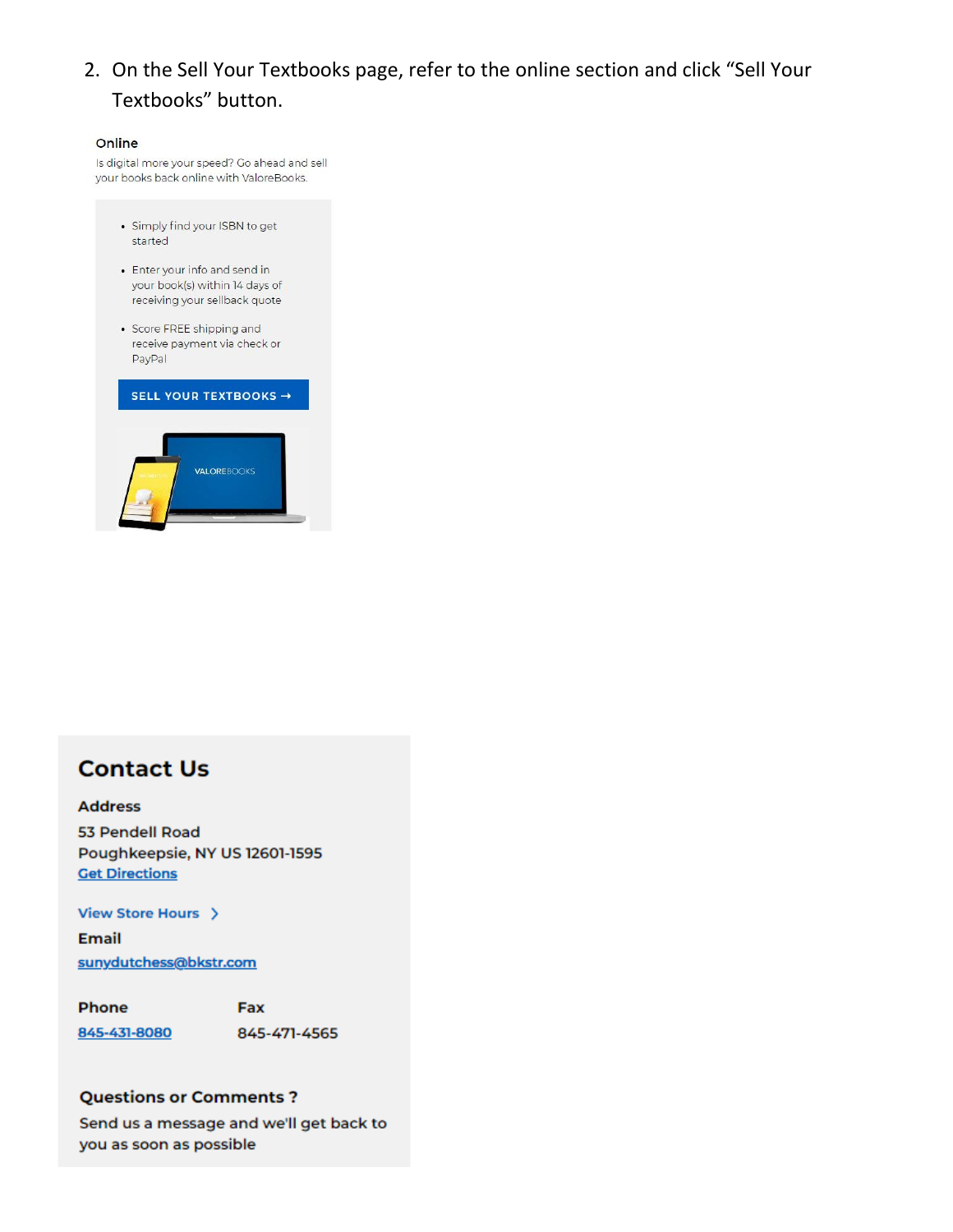2. On the Sell Your Textbooks page, refer to the online section and click "Sell Your Textbooks" button.

Online

Is digital more your speed? Go ahead and sell your books back online with ValoreBooks.

- Simply find your ISBN to get started
- Enter your info and send in your book(s) within 14 days of receiving your sellback quote
- Score FREE shipping and receive payment via check or PayPal

SELL YOUR TEXTBOOKS →

VALOREBOOKS

## Contact Us

**Address**

53 Pendell Road
Poughkeepsie, NY US 12601-1595
Get Directions

View Store Hours >

**Email**

sunydutchess@bkstr.com

**Phone**

845-431-8080

**Fax**

845-471-4565

**Questions or Comments ?**

Send us a message and we'll get back to you as soon as possible